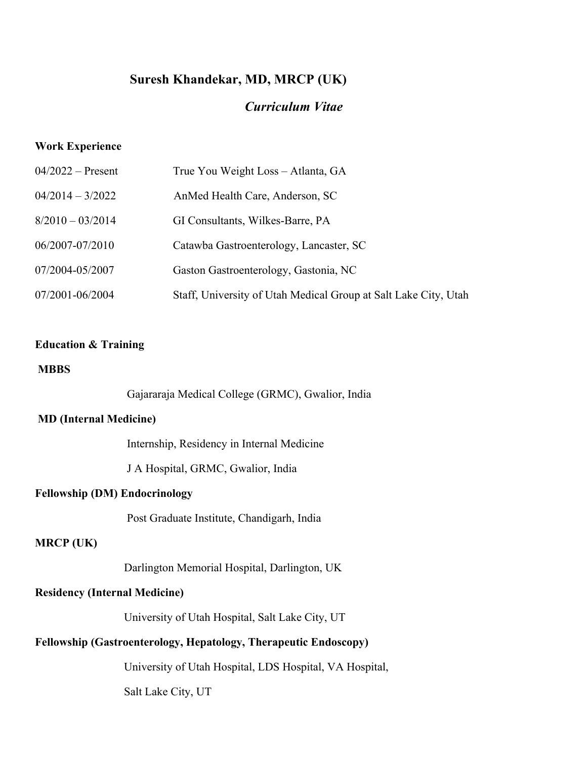# Suresh Khandekar, MD, MRCP (UK)

## *Curriculum Vitae*

### Work Experience

| | |
|---|---|
| 04/2022 – Present | True You Weight Loss – Atlanta, GA |
| 04/2014 – 3/2022 | AnMed Health Care, Anderson, SC |
| 8/2010 – 03/2014 | GI Consultants, Wilkes-Barre, PA |
| 06/2007-07/2010 | Catawba Gastroenterology, Lancaster, SC |
| 07/2004-05/2007 | Gaston Gastroenterology, Gastonia, NC |
| 07/2001-06/2004 | Staff, University of Utah Medical Group at Salt Lake City, Utah |

### Education & Training

**MBBS**

Gajararaja Medical College (GRMC), Gwalior, India

**MD (Internal Medicine)**

Internship, Residency in Internal Medicine

J A Hospital, GRMC, Gwalior, India

**Fellowship (DM) Endocrinology**

Post Graduate Institute, Chandigarh, India

**MRCP (UK)**

Darlington Memorial Hospital, Darlington, UK

**Residency (Internal Medicine)**

University of Utah Hospital, Salt Lake City, UT

**Fellowship (Gastroenterology, Hepatology, Therapeutic Endoscopy)**

University of Utah Hospital, LDS Hospital, VA Hospital,

Salt Lake City, UT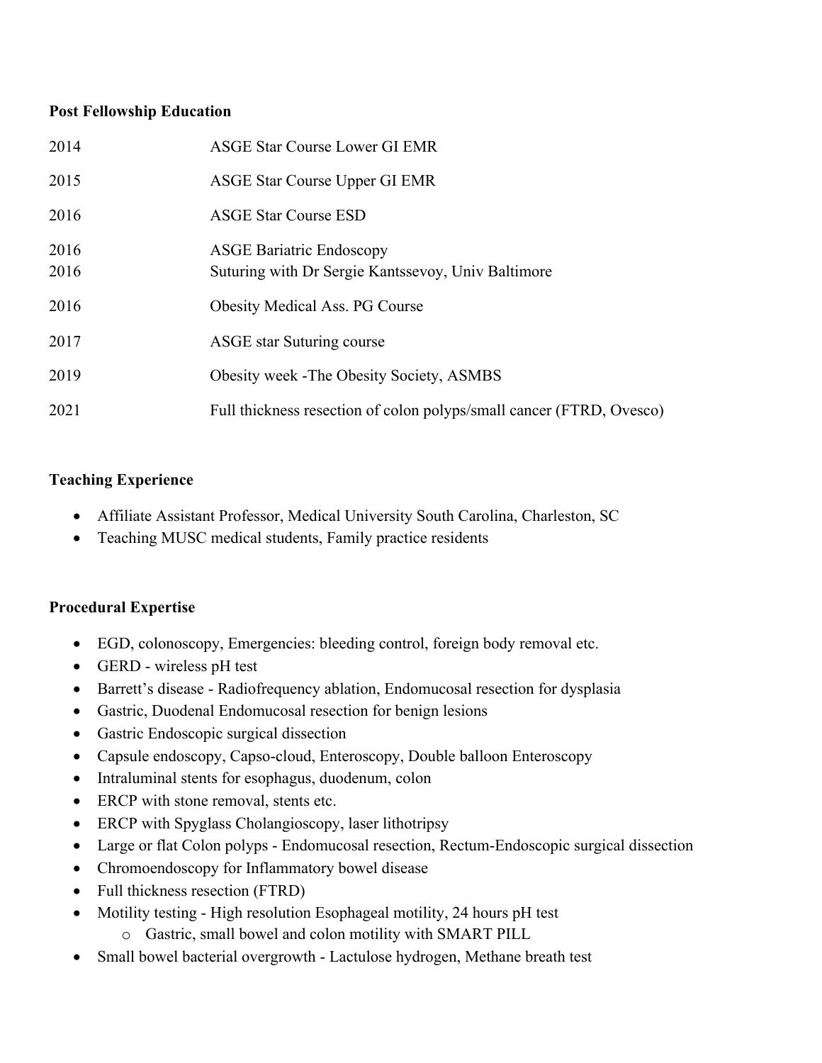**Post Fellowship Education**

| | |
|---|---|
| 2014 | ASGE Star Course Lower GI EMR |
| 2015 | ASGE Star Course Upper GI EMR |
| 2016 | ASGE Star Course ESD |
| 2016 | ASGE Bariatric Endoscopy |
| 2016 | Suturing with Dr Sergie Kantssevoy, Univ Baltimore |
| 2016 | Obesity Medical Ass. PG Course |
| 2017 | ASGE star Suturing course |
| 2019 | Obesity week -The Obesity Society, ASMBS |
| 2021 | Full thickness resection of colon polyps/small cancer (FTRD, Ovesco) |

**Teaching Experience**

- Affiliate Assistant Professor, Medical University South Carolina, Charleston, SC
- Teaching MUSC medical students, Family practice residents

**Procedural Expertise**

- EGD, colonoscopy, Emergencies: bleeding control, foreign body removal etc.
- GERD - wireless pH test
- Barrett's disease - Radiofrequency ablation, Endomucosal resection for dysplasia
- Gastric, Duodenal Endomucosal resection for benign lesions
- Gastric Endoscopic surgical dissection
- Capsule endoscopy, Capso-cloud, Enteroscopy, Double balloon Enteroscopy
- Intraluminal stents for esophagus, duodenum, colon
- ERCP with stone removal, stents etc.
- ERCP with Spyglass Cholangioscopy, laser lithotripsy
- Large or flat Colon polyps - Endomucosal resection, Rectum-Endoscopic surgical dissection
- Chromoendoscopy for Inflammatory bowel disease
- Full thickness resection (FTRD)
- Motility testing - High resolution Esophageal motility, 24 hours pH test
    - Gastric, small bowel and colon motility with SMART PILL
- Small bowel bacterial overgrowth - Lactulose hydrogen, Methane breath test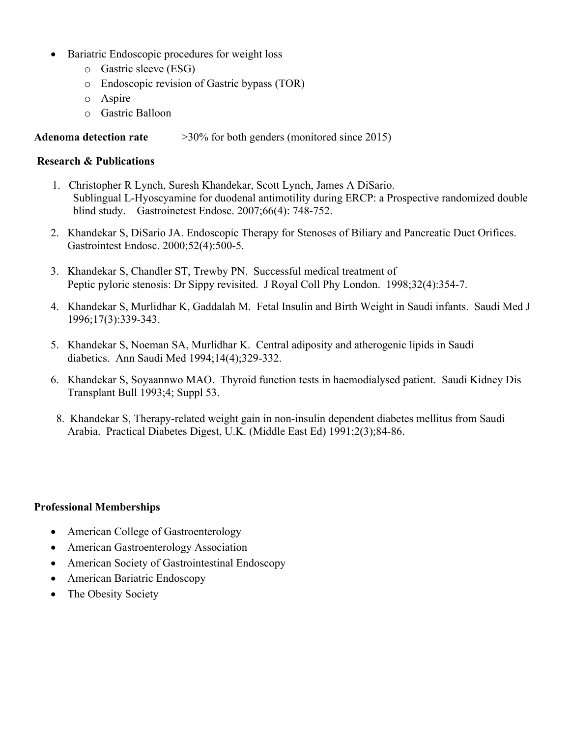- Bariatric Endoscopic procedures for weight loss
  - Gastric sleeve (ESG)
  - Endoscopic revision of Gastric bypass (TOR)
  - Aspire
  - Gastric Balloon

**Adenoma detection rate** >30% for both genders (monitored since 2015)

**Research & Publications**

1. Christopher R Lynch, Suresh Khandekar, Scott Lynch, James A DiSario. Sublingual L-Hyoscyamine for duodenal antimotility during ERCP: a Prospective randomized double blind study. Gastroinetest Endosc. 2007;66(4): 748-752.

2. Khandekar S, DiSario JA. Endoscopic Therapy for Stenoses of Biliary and Pancreatic Duct Orifices. Gastrointest Endosc. 2000;52(4):500-5.

3. Khandekar S, Chandler ST, Trewby PN. Successful medical treatment of Peptic pyloric stenosis: Dr Sippy revisited. J Royal Coll Phy London. 1998;32(4):354-7.

4. Khandekar S, Murlidhar K, Gaddalah M. Fetal Insulin and Birth Weight in Saudi infants. Saudi Med J 1996;17(3):339-343.

5. Khandekar S, Noeman SA, Murlidhar K. Central adiposity and atherogenic lipids in Saudi diabetics. Ann Saudi Med 1994;14(4);329-332.

6. Khandekar S, Soyaannwo MAO. Thyroid function tests in haemodialysed patient. Saudi Kidney Dis Transplant Bull 1993;4; Suppl 53.

8. Khandekar S, Therapy-related weight gain in non-insulin dependent diabetes mellitus from Saudi Arabia. Practical Diabetes Digest, U.K. (Middle East Ed) 1991;2(3);84-86.

**Professional Memberships**

- American College of Gastroenterology
- American Gastroenterology Association
- American Society of Gastrointestinal Endoscopy
- American Bariatric Endoscopy
- The Obesity Society